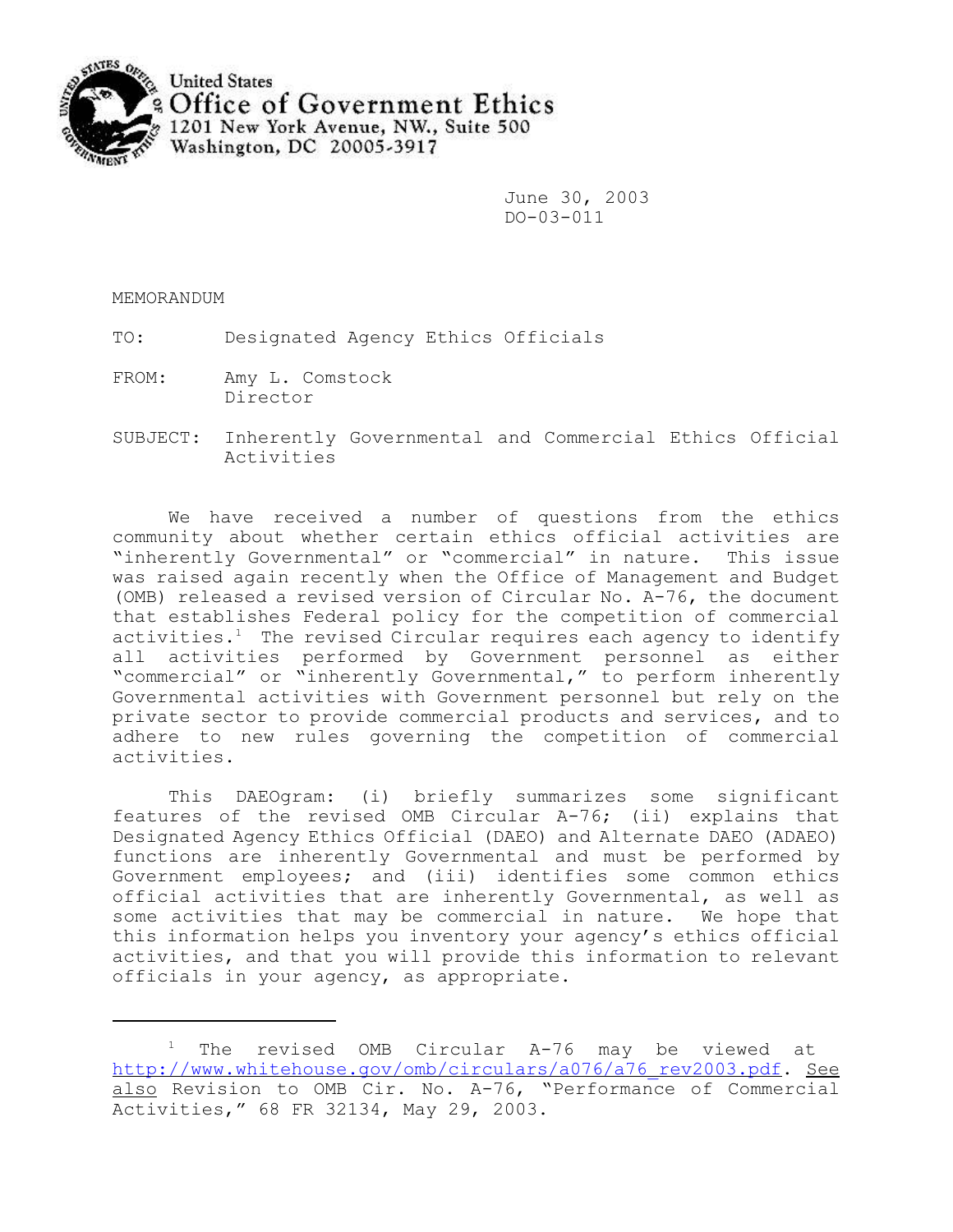United States
Office of Government Ethics
1201 New York Avenue, NW., Suite 500
Washington, DC 20005-3917

June 30, 2003
DO-03-011

MEMORANDUM

TO: Designated Agency Ethics Officials

FROM: Amy L. Comstock
Director

SUBJECT: Inherently Governmental and Commercial Ethics Official Activities

We have received a number of questions from the ethics community about whether certain ethics official activities are "inherently Governmental" or "commercial" in nature. This issue was raised again recently when the Office of Management and Budget (OMB) released a revised version of Circular No. A-76, the document that establishes Federal policy for the competition of commercial activities.[1] The revised Circular requires each agency to identify all activities performed by Government personnel as either "commercial" or "inherently Governmental," to perform inherently Governmental activities with Government personnel but rely on the private sector to provide commercial products and services, and to adhere to new rules governing the competition of commercial activities.

This DAEOgram: (i) briefly summarizes some significant features of the revised OMB Circular A-76; (ii) explains that Designated Agency Ethics Official (DAEO) and Alternate DAEO (ADAEO) functions are inherently Governmental and must be performed by Government employees; and (iii) identifies some common ethics official activities that are inherently Governmental, as well as some activities that may be commercial in nature. We hope that this information helps you inventory your agency's ethics official activities, and that you will provide this information to relevant officials in your agency, as appropriate.

---

[1] The revised OMB Circular A-76 may be viewed at http://www.whitehouse.gov/omb/circulars/a076/a76_rev2003.pdf. *See also* Revision to OMB Cir. No. A-76, "Performance of Commercial Activities," 68 FR 32134, May 29, 2003.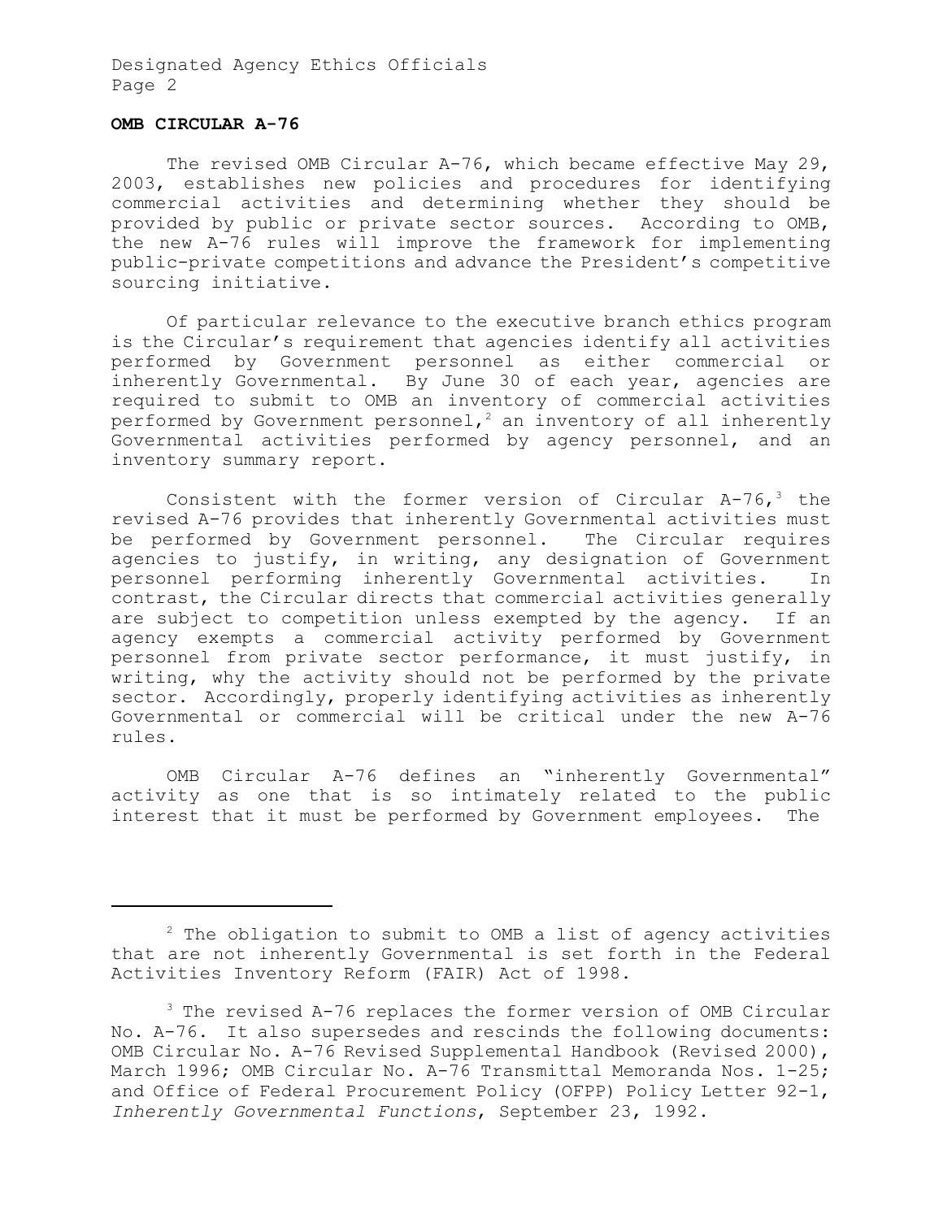**OMB CIRCULAR A-76**

The revised OMB Circular A-76, which became effective May 29, 2003, establishes new policies and procedures for identifying commercial activities and determining whether they should be provided by public or private sector sources. According to OMB, the new A-76 rules will improve the framework for implementing public-private competitions and advance the President's competitive sourcing initiative.

Of particular relevance to the executive branch ethics program is the Circular's requirement that agencies identify all activities performed by Government personnel as either commercial or inherently Governmental. By June 30 of each year, agencies are required to submit to OMB an inventory of commercial activities performed by Government personnel,[2] an inventory of all inherently Governmental activities performed by agency personnel, and an inventory summary report.

Consistent with the former version of Circular A-76,[3] the revised A-76 provides that inherently Governmental activities must be performed by Government personnel. The Circular requires agencies to justify, in writing, any designation of Government personnel performing inherently Governmental activities. In contrast, the Circular directs that commercial activities generally are subject to competition unless exempted by the agency. If an agency exempts a commercial activity performed by Government personnel from private sector performance, it must justify, in writing, why the activity should not be performed by the private sector. Accordingly, properly identifying activities as inherently Governmental or commercial will be critical under the new A-76 rules.

OMB Circular A-76 defines an "inherently Governmental" activity as one that is so intimately related to the public interest that it must be performed by Government employees. The

---

[2] The obligation to submit to OMB a list of agency activities that are not inherently Governmental is set forth in the Federal Activities Inventory Reform (FAIR) Act of 1998.

[3] The revised A-76 replaces the former version of OMB Circular No. A-76. It also supersedes and rescinds the following documents: OMB Circular No. A-76 Revised Supplemental Handbook (Revised 2000), March 1996; OMB Circular No. A-76 Transmittal Memoranda Nos. 1-25; and Office of Federal Procurement Policy (OFPP) Policy Letter 92-1, *Inherently Governmental Functions*, September 23, 1992.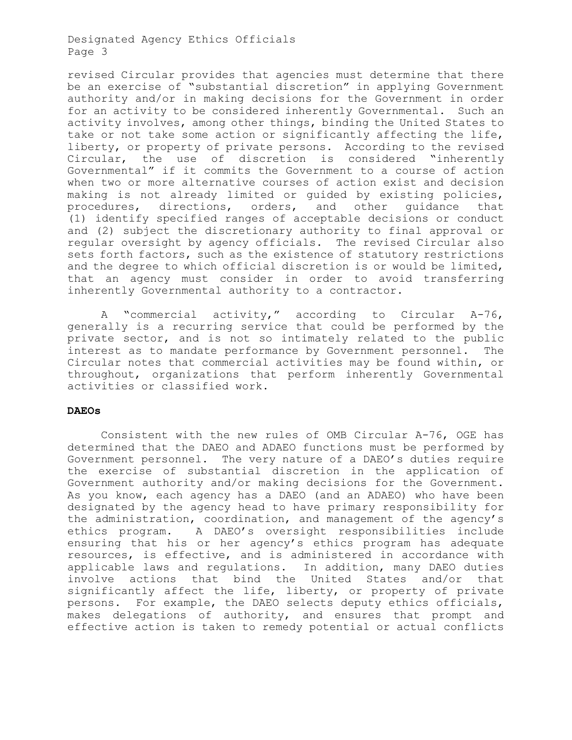revised Circular provides that agencies must determine that there be an exercise of "substantial discretion" in applying Government authority and/or in making decisions for the Government in order for an activity to be considered inherently Governmental. Such an activity involves, among other things, binding the United States to take or not take some action or significantly affecting the life, liberty, or property of private persons. According to the revised Circular, the use of discretion is considered "inherently Governmental" if it commits the Government to a course of action when two or more alternative courses of action exist and decision making is not already limited or guided by existing policies, procedures, directions, orders, and other guidance that (1) identify specified ranges of acceptable decisions or conduct and (2) subject the discretionary authority to final approval or regular oversight by agency officials. The revised Circular also sets forth factors, such as the existence of statutory restrictions and the degree to which official discretion is or would be limited, that an agency must consider in order to avoid transferring inherently Governmental authority to a contractor.

A "commercial activity," according to Circular A-76, generally is a recurring service that could be performed by the private sector, and is not so intimately related to the public interest as to mandate performance by Government personnel. The Circular notes that commercial activities may be found within, or throughout, organizations that perform inherently Governmental activities or classified work.

**DAEOs**

Consistent with the new rules of OMB Circular A-76, OGE has determined that the DAEO and ADAEO functions must be performed by Government personnel. The very nature of a DAEO's duties require the exercise of substantial discretion in the application of Government authority and/or making decisions for the Government. As you know, each agency has a DAEO (and an ADAEO) who have been designated by the agency head to have primary responsibility for the administration, coordination, and management of the agency's ethics program. A DAEO's oversight responsibilities include ensuring that his or her agency's ethics program has adequate resources, is effective, and is administered in accordance with applicable laws and regulations. In addition, many DAEO duties involve actions that bind the United States and/or that significantly affect the life, liberty, or property of private persons. For example, the DAEO selects deputy ethics officials, makes delegations of authority, and ensures that prompt and effective action is taken to remedy potential or actual conflicts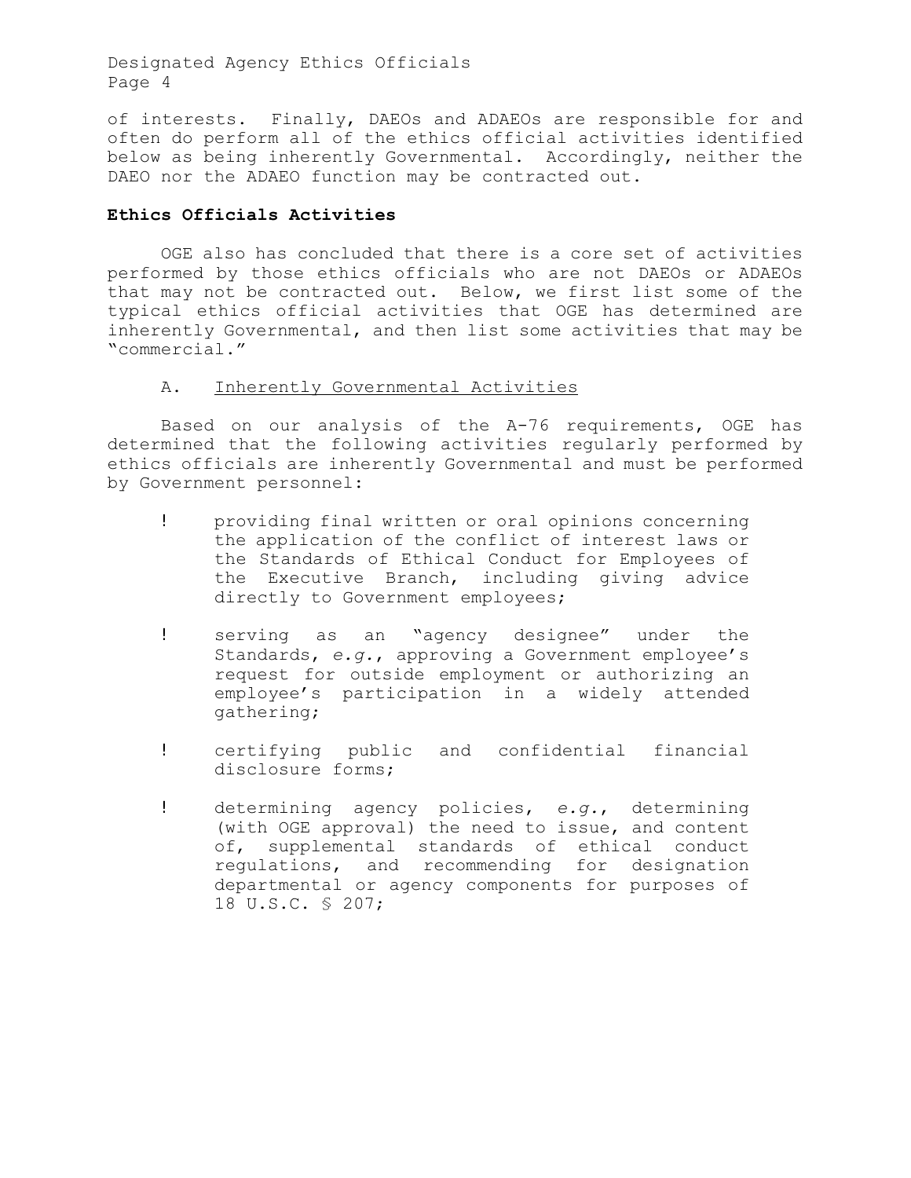of interests. Finally, DAEOs and ADAEOs are responsible for and often do perform all of the ethics official activities identified below as being inherently Governmental. Accordingly, neither the DAEO nor the ADAEO function may be contracted out.

**Ethics Officials Activities**

OGE also has concluded that there is a core set of activities performed by those ethics officials who are not DAEOs or ADAEOs that may not be contracted out. Below, we first list some of the typical ethics official activities that OGE has determined are inherently Governmental, and then list some activities that may be "commercial."

A. Inherently Governmental Activities

Based on our analysis of the A-76 requirements, OGE has determined that the following activities regularly performed by ethics officials are inherently Governmental and must be performed by Government personnel:

- providing final written or oral opinions concerning the application of the conflict of interest laws or the Standards of Ethical Conduct for Employees of the Executive Branch, including giving advice directly to Government employees;
- serving as an "agency designee" under the Standards, *e.g.*, approving a Government employee's request for outside employment or authorizing an employee's participation in a widely attended gathering;
- certifying public and confidential financial disclosure forms;
- determining agency policies, *e.g.*, determining (with OGE approval) the need to issue, and content of, supplemental standards of ethical conduct regulations, and recommending for designation departmental or agency components for purposes of 18 U.S.C. § 207;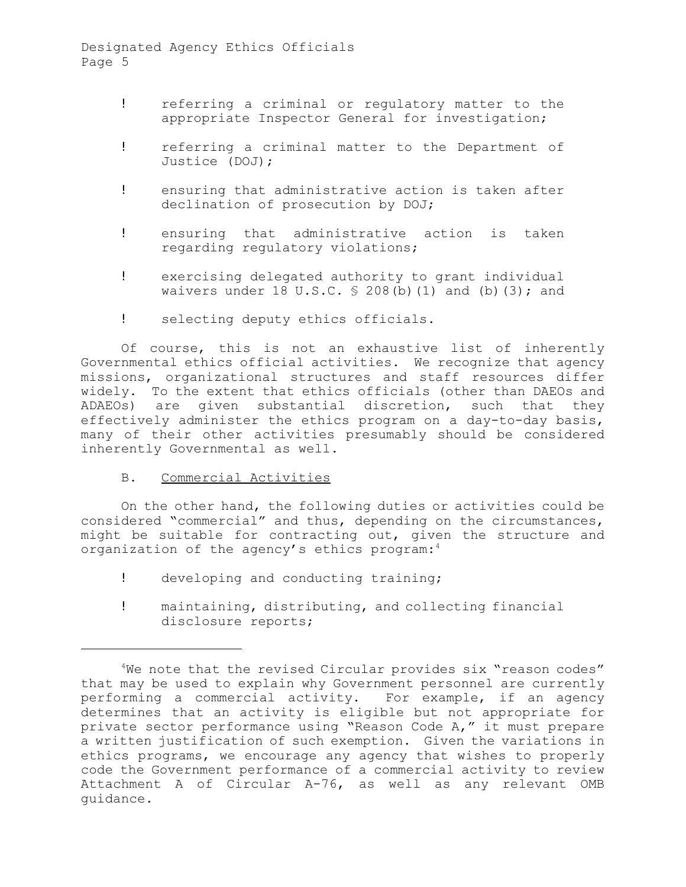- referring a criminal or regulatory matter to the appropriate Inspector General for investigation;
- referring a criminal matter to the Department of Justice (DOJ);
- ensuring that administrative action is taken after declination of prosecution by DOJ;
- ensuring that administrative action is taken regarding regulatory violations;
- exercising delegated authority to grant individual waivers under 18 U.S.C. § 208(b)(1) and (b)(3); and
- selecting deputy ethics officials.

Of course, this is not an exhaustive list of inherently Governmental ethics official activities. We recognize that agency missions, organizational structures and staff resources differ widely. To the extent that ethics officials (other than DAEOs and ADAEOs) are given substantial discretion, such that they effectively administer the ethics program on a day-to-day basis, many of their other activities presumably should be considered inherently Governmental as well.

B. Commercial Activities

On the other hand, the following duties or activities could be considered "commercial" and thus, depending on the circumstances, might be suitable for contracting out, given the structure and organization of the agency's ethics program:[4]

- developing and conducting training;
- maintaining, distributing, and collecting financial disclosure reports;

---

[4]We note that the revised Circular provides six "reason codes" that may be used to explain why Government personnel are currently performing a commercial activity. For example, if an agency determines that an activity is eligible but not appropriate for private sector performance using "Reason Code A," it must prepare a written justification of such exemption. Given the variations in ethics programs, we encourage any agency that wishes to properly code the Government performance of a commercial activity to review Attachment A of Circular A-76, as well as any relevant OMB guidance.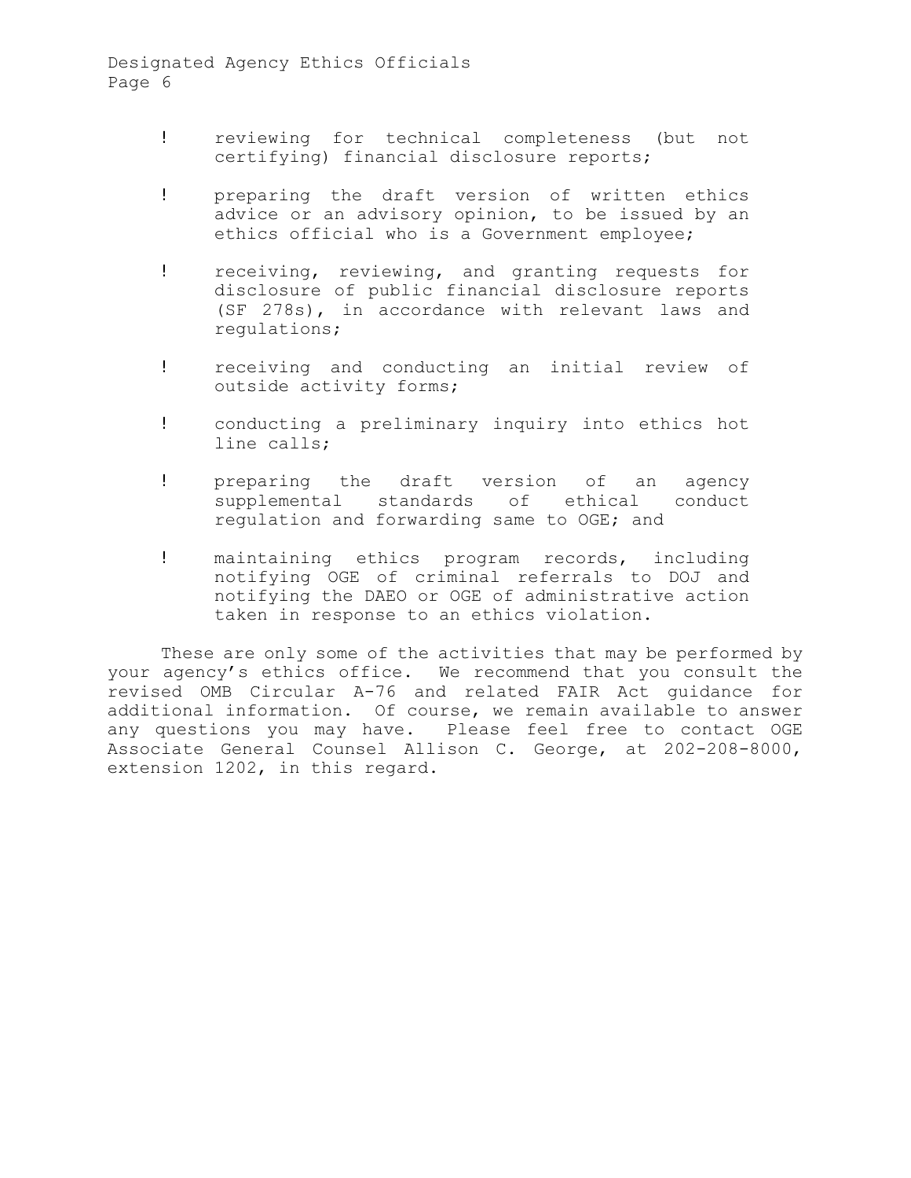- reviewing for technical completeness (but not certifying) financial disclosure reports;
- preparing the draft version of written ethics advice or an advisory opinion, to be issued by an ethics official who is a Government employee;
- receiving, reviewing, and granting requests for disclosure of public financial disclosure reports (SF 278s), in accordance with relevant laws and regulations;
- receiving and conducting an initial review of outside activity forms;
- conducting a preliminary inquiry into ethics hot line calls;
- preparing the draft version of an agency supplemental standards of ethical conduct regulation and forwarding same to OGE; and
- maintaining ethics program records, including notifying OGE of criminal referrals to DOJ and notifying the DAEO or OGE of administrative action taken in response to an ethics violation.

These are only some of the activities that may be performed by your agency's ethics office. We recommend that you consult the revised OMB Circular A-76 and related FAIR Act guidance for additional information. Of course, we remain available to answer any questions you may have. Please feel free to contact OGE Associate General Counsel Allison C. George, at 202-208-8000, extension 1202, in this regard.